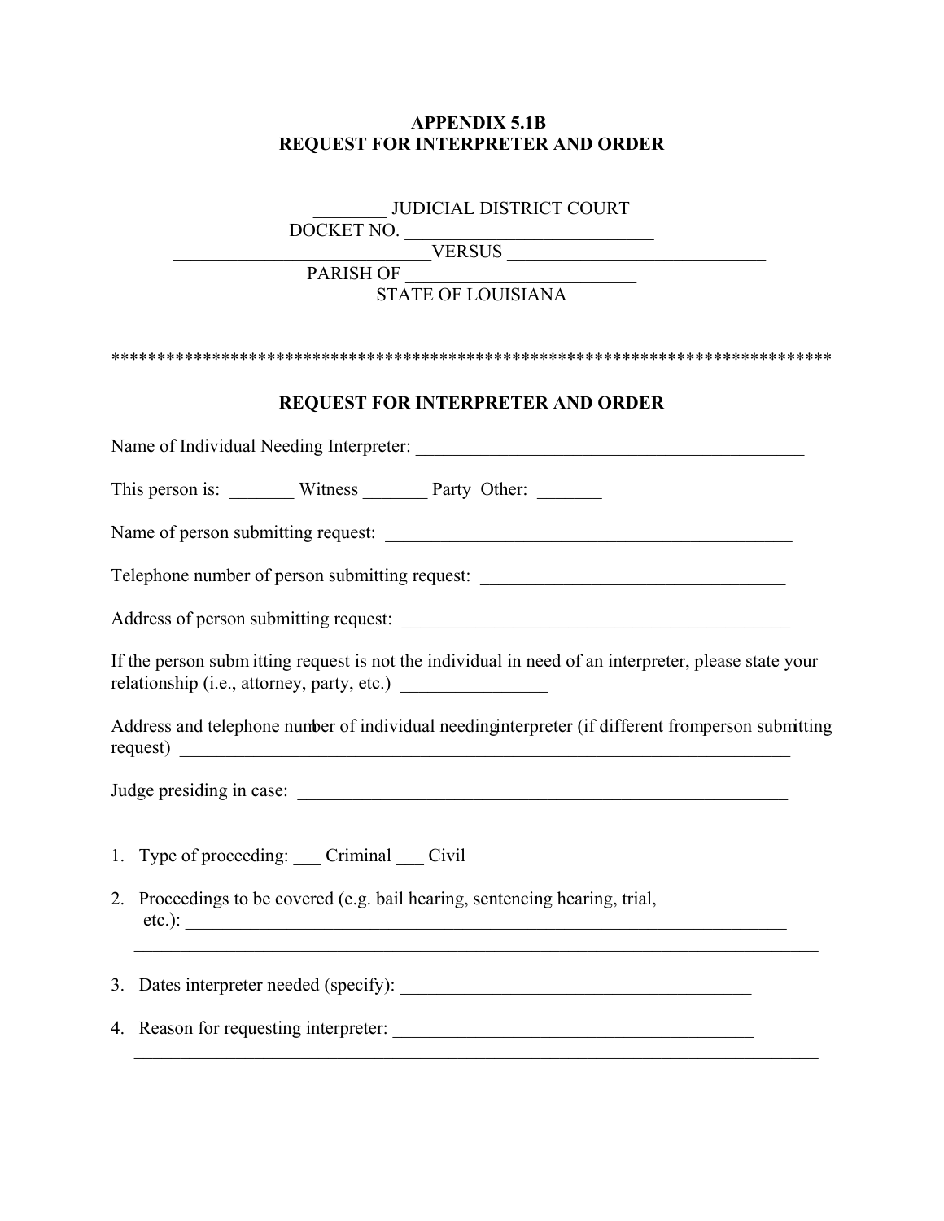**APPENDIX 5.1B**
**REQUEST FOR INTERPRETER AND ORDER**

________ JUDICIAL DISTRICT COURT
DOCKET NO. ___________________________
____________________________VERSUS ___________________________
PARISH OF _________________________
STATE OF LOUISIANA

*******************************************************************************

**REQUEST FOR INTERPRETER AND ORDER**

Name of Individual Needing Interpreter: _____________________________________________

This person is: _______ Witness _______ Party Other: _______

Name of person submitting request: _______________________________________________

Telephone number of person submitting request: _________________________________

Address of person submitting request: ____________________________________________

If the person submitting request is not the individual in need of an interpreter, please state your relationship (i.e., attorney, party, etc.) ________________

Address and telephone number of individual needing interpreter (if different from person submitting request) _______________________________________________________________________

Judge presiding in case: _______________________________________________________

1. Type of proceeding: ___ Criminal ___ Civil

2. Proceedings to be covered (e.g. bail hearing, sentencing hearing, trial, etc.): ______________________________________________________________________
   _____________________________________________________________________________

3. Dates interpreter needed (specify): ________________________________________

4. Reason for requesting interpreter: ________________________________________
   _____________________________________________________________________________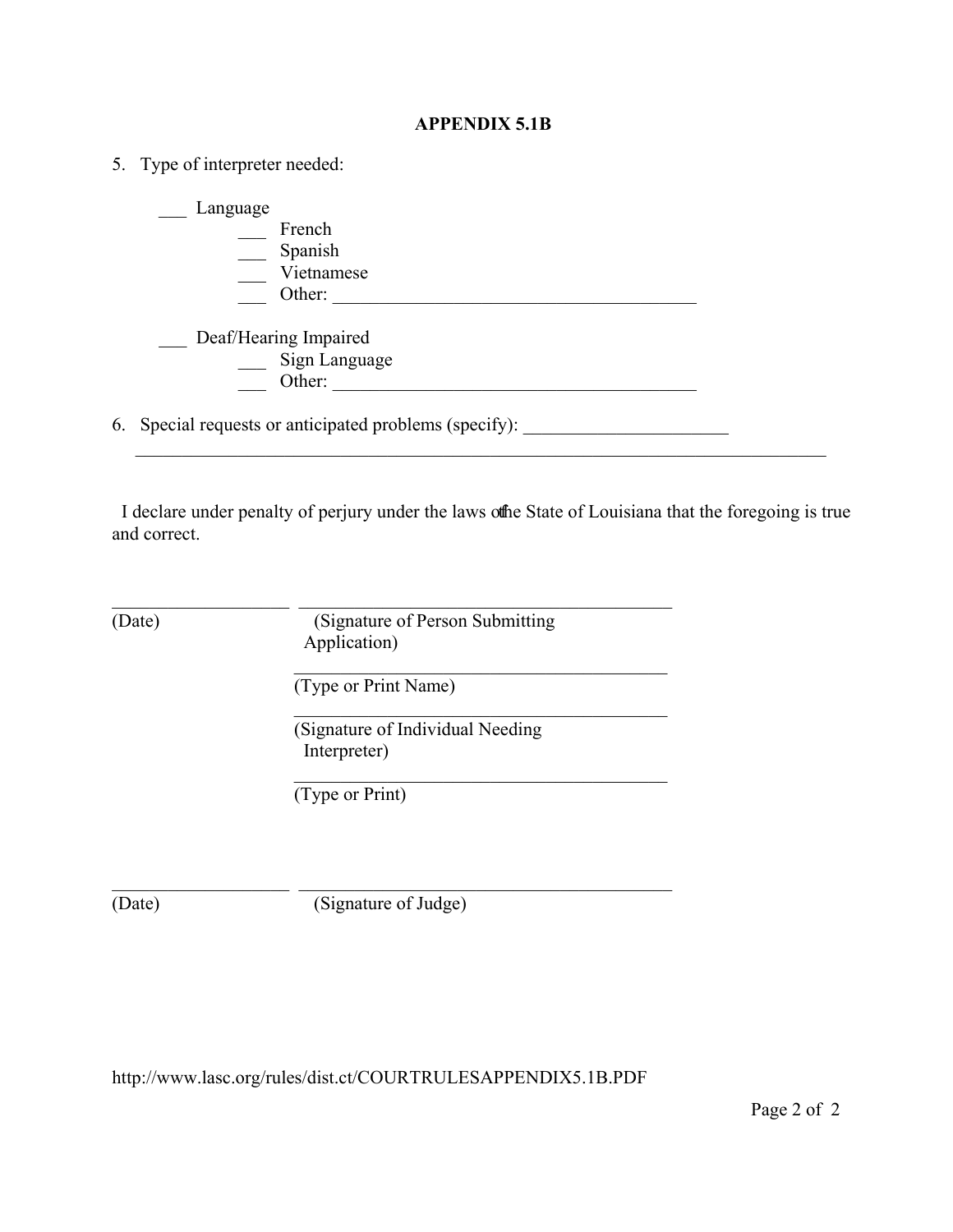**APPENDIX 5.1B**

5. Type of interpreter needed:

   ___ Language

   - ___ French
   - ___ Spanish
   - ___ Vietnamese
   - ___ Other: ________________________________________

   ___ Deaf/Hearing Impaired

   - ___ Sign Language
   - ___ Other: ________________________________________

6. Special requests or anticipated problems (specify): ______________________
   ______________________________________________________________________________

I declare under penalty of perjury under the laws of the State of Louisiana that the foregoing is true and correct.

___________________ ________________________________________
(Date) (Signature of Person Submitting Application)

________________________________________
(Type or Print Name)

________________________________________
(Signature of Individual Needing Interpreter)

________________________________________
(Type or Print)

___________________ ________________________________________
(Date) (Signature of Judge)

http://www.lasc.org/rules/dist.ct/COURTRULESAPPENDIX5.1B.PDF